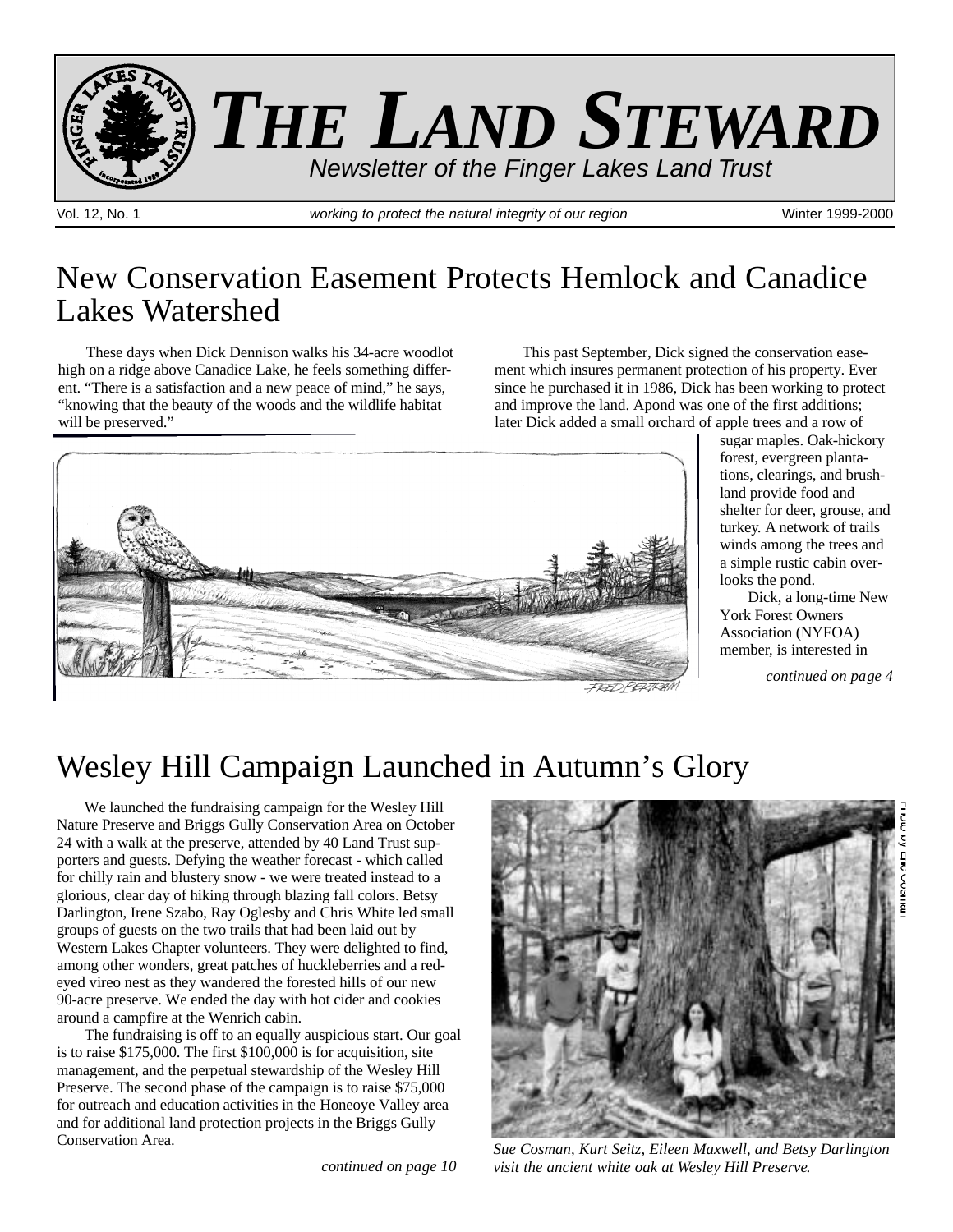# THE LAND STEWARD

*Newsletter of the Finger Lakes Land Trust*

Vol. 12, No. 1 — *working to protect the natural integrity of our region* — Winter 1999-2000

## New Conservation Easement Protects Hemlock and Canadice Lakes Watershed

These days when Dick Dennison walks his 34-acre woodlot high on a ridge above Canadice Lake, he feels something different. "There is a satisfaction and a new peace of mind," he says, "knowing that the beauty of the woods and the wildlife habitat will be preserved."

This past September, Dick signed the conservation easement which insures permanent protection of his property. Ever since he purchased it in 1986, Dick has been working to protect and improve the land. Apond was one of the first additions; later Dick added a small orchard of apple trees and a row of sugar maples. Oak-hickory forest, evergreen plantations, clearings, and brushland provide food and shelter for deer, grouse, and turkey. A network of trails winds among the trees and a simple rustic cabin overlooks the pond.

Dick, a long-time New York Forest Owners Association (NYFOA) member, is interested in

*continued on page 4*

## Wesley Hill Campaign Launched in Autumn's Glory

We launched the fundraising campaign for the Wesley Hill Nature Preserve and Briggs Gully Conservation Area on October 24 with a walk at the preserve, attended by 40 Land Trust supporters and guests. Defying the weather forecast - which called for chilly rain and blustery snow - we were treated instead to a glorious, clear day of hiking through blazing fall colors. Betsy Darlington, Irene Szabo, Ray Oglesby and Chris White led small groups of guests on the two trails that had been laid out by Western Lakes Chapter volunteers. They were delighted to find, among other wonders, great patches of huckleberries and a red-eyed vireo nest as they wandered the forested hills of our new 90-acre preserve. We ended the day with hot cider and cookies around a campfire at the Wenrich cabin.

The fundraising is off to an equally auspicious start. Our goal is to raise $175,000. The first $100,000 is for acquisition, site management, and the perpetual stewardship of the Wesley Hill Preserve. The second phase of the campaign is to raise $75,000 for outreach and education activities in the Honeoye Valley area and for additional land protection projects in the Briggs Gully Conservation Area.

*continued on page 10*

*Sue Cosman, Kurt Seitz, Eileen Maxwell, and Betsy Darlington visit the ancient white oak at Wesley Hill Preserve.*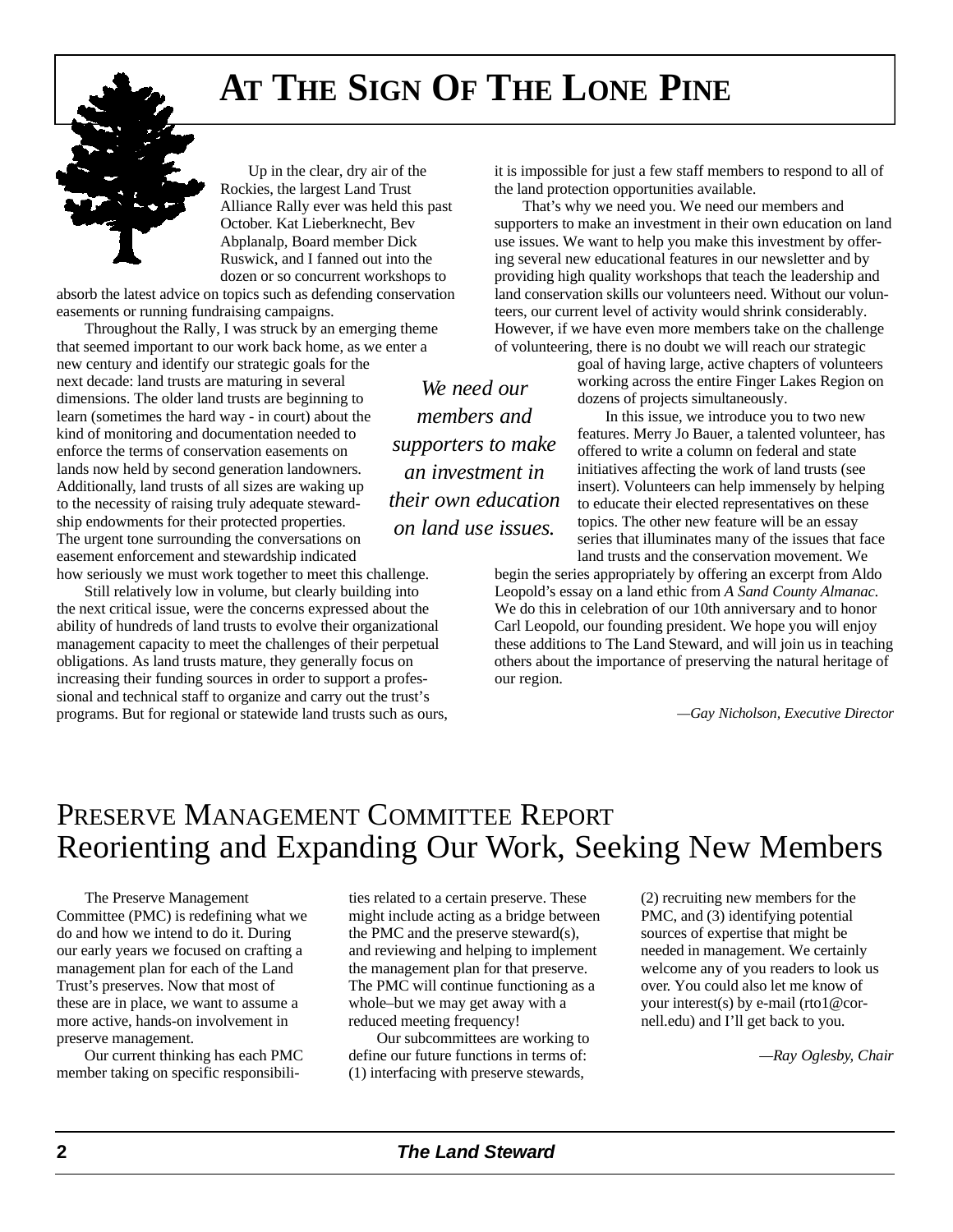# AT THE SIGN OF THE LONE PINE

Up in the clear, dry air of the Rockies, the largest Land Trust Alliance Rally ever was held this past October. Kat Lieberknecht, Bev Abplanalp, Board member Dick Ruswick, and I fanned out into the dozen or so concurrent workshops to absorb the latest advice on topics such as defending conservation easements or running fundraising campaigns.

Throughout the Rally, I was struck by an emerging theme that seemed important to our work back home, as we enter a new century and identify our strategic goals for the next decade: land trusts are maturing in several dimensions. The older land trusts are beginning to learn (sometimes the hard way - in court) about the kind of monitoring and documentation needed to enforce the terms of conservation easements on lands now held by second generation landowners. Additionally, land trusts of all sizes are waking up to the necessity of raising truly adequate stewardship endowments for their protected properties. The urgent tone surrounding the conversations on easement enforcement and stewardship indicated how seriously we must work together to meet this challenge.

Still relatively low in volume, but clearly building into the next critical issue, were the concerns expressed about the ability of hundreds of land trusts to evolve their organizational management capacity to meet the challenges of their perpetual obligations. As land trusts mature, they generally focus on increasing their funding sources in order to support a professional and technical staff to organize and carry out the trust's programs. But for regional or statewide land trusts such as ours, it is impossible for just a few staff members to respond to all of the land protection opportunities available.

*We need our members and supporters to make an investment in their own education on land use issues.*

That's why we need you. We need our members and supporters to make an investment in their own education on land use issues. We want to help you make this investment by offering several new educational features in our newsletter and by providing high quality workshops that teach the leadership and land conservation skills our volunteers need. Without our volunteers, our current level of activity would shrink considerably. However, if we have even more members take on the challenge of volunteering, there is no doubt we will reach our strategic goal of having large, active chapters of volunteers working across the entire Finger Lakes Region on dozens of projects simultaneously.

In this issue, we introduce you to two new features. Merry Jo Bauer, a talented volunteer, has offered to write a column on federal and state initiatives affecting the work of land trusts (see insert). Volunteers can help immensely by helping to educate their elected representatives on these topics. The other new feature will be an essay series that illuminates many of the issues that face land trusts and the conservation movement. We begin the series appropriately by offering an excerpt from Aldo Leopold's essay on a land ethic from *A Sand County Almanac.* We do this in celebration of our 10th anniversary and to honor Carl Leopold, our founding president. We hope you will enjoy these additions to The Land Steward, and will join us in teaching others about the importance of preserving the natural heritage of our region.

*—Gay Nicholson, Executive Director*

## PRESERVE MANAGEMENT COMMITTEE REPORT
## Reorienting and Expanding Our Work, Seeking New Members

The Preserve Management Committee (PMC) is redefining what we do and how we intend to do it. During our early years we focused on crafting a management plan for each of the Land Trust's preserves. Now that most of these are in place, we want to assume a more active, hands-on involvement in preserve management.

Our current thinking has each PMC member taking on specific responsibilities related to a certain preserve. These might include acting as a bridge between the PMC and the preserve steward(s), and reviewing and helping to implement the management plan for that preserve. The PMC will continue functioning as a whole–but we may get away with a reduced meeting frequency!

Our subcommittees are working to define our future functions in terms of: (1) interfacing with preserve stewards, (2) recruiting new members for the PMC, and (3) identifying potential sources of expertise that might be needed in management. We certainly welcome any of you readers to look us over. You could also let me know of your interest(s) by e-mail (rto1@cornell.edu) and I'll get back to you.

*—Ray Oglesby, Chair*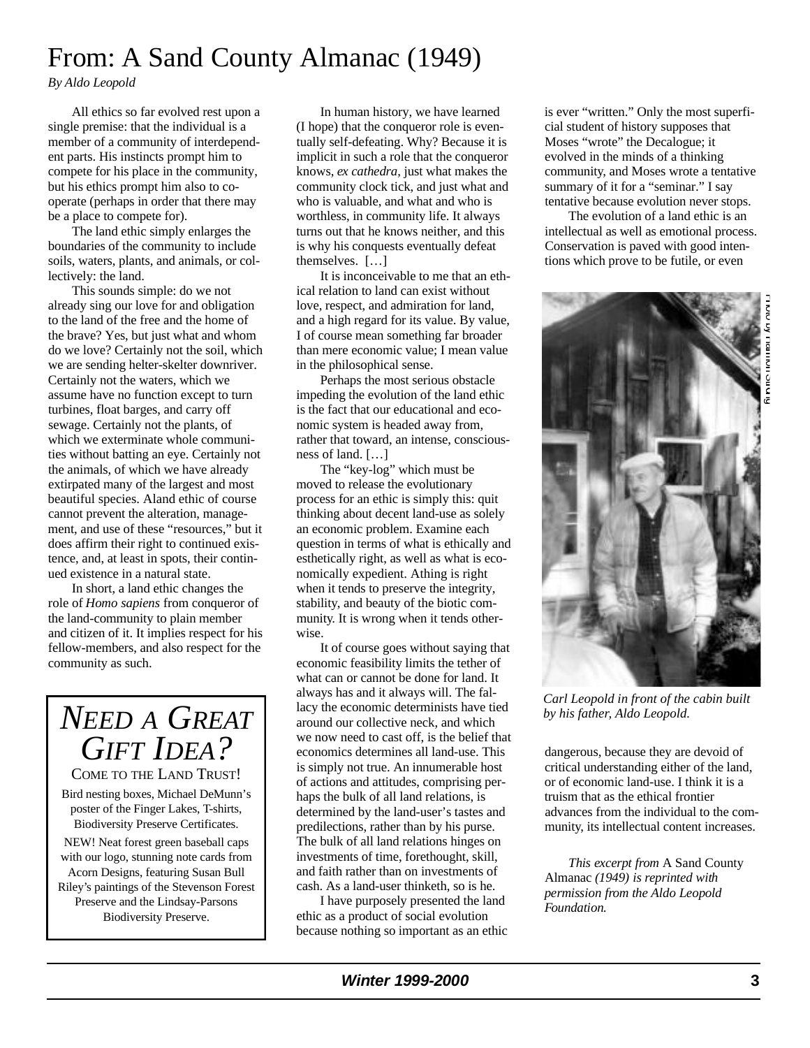# From: A Sand County Almanac (1949)

*By Aldo Leopold*

All ethics so far evolved rest upon a single premise: that the individual is a member of a community of interdependent parts. His instincts prompt him to compete for his place in the community, but his ethics prompt him also to co-operate (perhaps in order that there may be a place to compete for).

The land ethic simply enlarges the boundaries of the community to include soils, waters, plants, and animals, or collectively: the land.

This sounds simple: do we not already sing our love for and obligation to the land of the free and the home of the brave? Yes, but just what and whom do we love? Certainly not the soil, which we are sending helter-skelter downriver. Certainly not the waters, which we assume have no function except to turn turbines, float barges, and carry off sewage. Certainly not the plants, of which we exterminate whole communities without batting an eye. Certainly not the animals, of which we have already extirpated many of the largest and most beautiful species. Aland ethic of course cannot prevent the alteration, management, and use of these "resources," but it does affirm their right to continued existence, and, at least in spots, their continued existence in a natural state.

In short, a land ethic changes the role of *Homo sapiens* from conqueror of the land-community to plain member and citizen of it. It implies respect for his fellow-members, and also respect for the community as such.

In human history, we have learned (I hope) that the conqueror role is eventually self-defeating. Why? Because it is implicit in such a role that the conqueror knows, *ex cathedra*, just what makes the community clock tick, and just what and who is valuable, and what and who is worthless, in community life. It always turns out that he knows neither, and this is why his conquests eventually defeat themselves. […]

It is inconceivable to me that an ethical relation to land can exist without love, respect, and admiration for land, and a high regard for its value. By value, I of course mean something far broader than mere economic value; I mean value in the philosophical sense.

Perhaps the most serious obstacle impeding the evolution of the land ethic is the fact that our educational and economic system is headed away from, rather that toward, an intense, consciousness of land. […]

The "key-log" which must be moved to release the evolutionary process for an ethic is simply this: quit thinking about decent land-use as solely an economic problem. Examine each question in terms of what is ethically and esthetically right, as well as what is economically expedient. Athing is right when it tends to preserve the integrity, stability, and beauty of the biotic community. It is wrong when it tends otherwise.

It of course goes without saying that economic feasibility limits the tether of what can or cannot be done for land. It always has and it always will. The fallacy the economic determinists have tied around our collective neck, and which we now need to cast off, is the belief that economics determines all land-use. This is simply not true. An innumerable host of actions and attitudes, comprising perhaps the bulk of all land relations, is determined by the land-user's tastes and predilections, rather than by his purse. The bulk of all land relations hinges on investments of time, forethought, skill, and faith rather than on investments of cash. As a land-user thinketh, so is he.

I have purposely presented the land ethic as a product of social evolution because nothing so important as an ethic is ever "written." Only the most superficial student of history supposes that Moses "wrote" the Decalogue; it evolved in the minds of a thinking community, and Moses wrote a tentative summary of it for a "seminar." I say tentative because evolution never stops.

The evolution of a land ethic is an intellectual as well as emotional process. Conservation is paved with good intentions which prove to be futile, or even dangerous, because they are devoid of critical understanding either of the land, or of economic land-use. I think it is a truism that as the ethical frontier advances from the individual to the community, its intellectual content increases.

*This excerpt from* A Sand County Almanac *(1949) is reprinted with permission from the Aldo Leopold Foundation.*

*Carl Leopold in front of the cabin built by his father, Aldo Leopold.*

## *NEED A GREAT GIFT IDEA?*

COME TO THE LAND TRUST!

Bird nesting boxes, Michael DeMunn's poster of the Finger Lakes, T-shirts, Biodiversity Preserve Certificates.

NEW! Neat forest green baseball caps with our logo, stunning note cards from Acorn Designs, featuring Susan Bull Riley's paintings of the Stevenson Forest Preserve and the Lindsay-Parsons Biodiversity Preserve.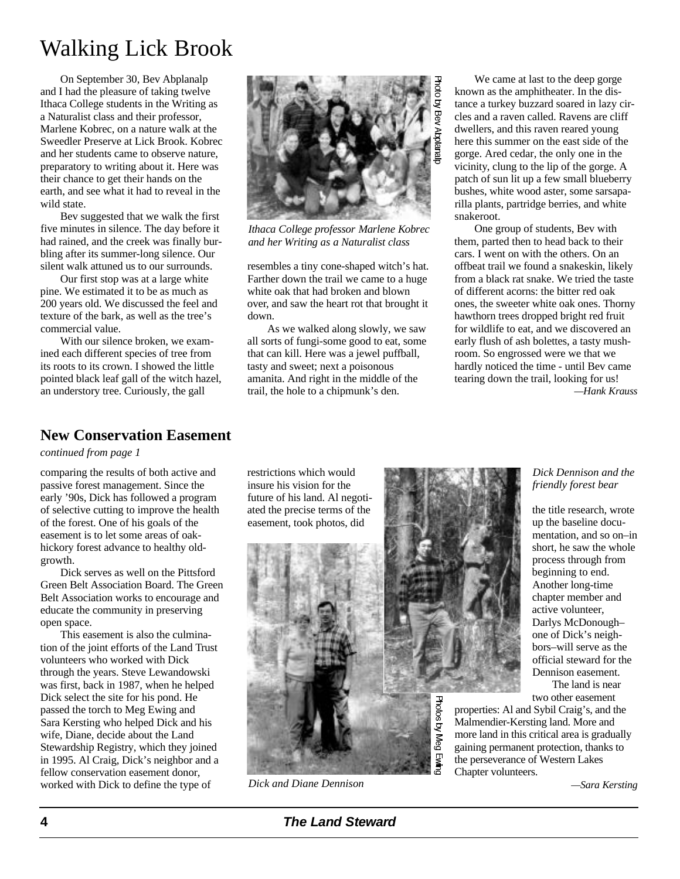# Walking Lick Brook

On September 30, Bev Abplanalp and I had the pleasure of taking twelve Ithaca College students in the Writing as a Naturalist class and their professor, Marlene Kobrec, on a nature walk at the Sweedler Preserve at Lick Brook. Kobrec and her students came to observe nature, preparatory to writing about it. Here was their chance to get their hands on the earth, and see what it had to reveal in the wild state.

Bev suggested that we walk the first five minutes in silence. The day before it had rained, and the creek was finally burbling after its summer-long silence. Our silent walk attuned us to our surrounds.

Our first stop was at a large white pine. We estimated it to be as much as 200 years old. We discussed the feel and texture of the bark, as well as the tree's commercial value.

With our silence broken, we examined each different species of tree from its roots to its crown. I showed the little pointed black leaf gall of the witch hazel, an understory tree. Curiously, the gall resembles a tiny cone-shaped witch's hat. Farther down the trail we came to a huge white oak that had broken and blown over, and saw the heart rot that brought it down.

Photo by Bev Abplanalp

*Ithaca College professor Marlene Kobrec and her Writing as a Naturalist class*

As we walked along slowly, we saw all sorts of fungi-some good to eat, some that can kill. Here was a jewel puffball, tasty and sweet; next a poisonous amanita. And right in the middle of the trail, the hole to a chipmunk's den.

We came at last to the deep gorge known as the amphitheater. In the distance a turkey buzzard soared in lazy circles and a raven called. Ravens are cliff dwellers, and this raven reared young here this summer on the east side of the gorge. Ared cedar, the only one in the vicinity, clung to the lip of the gorge. A patch of sun lit up a few small blueberry bushes, white wood aster, some sarsaparilla plants, partridge berries, and white snakeroot.

One group of students, Bev with them, parted then to head back to their cars. I went on with the others. On an offbeat trail we found a snakeskin, likely from a black rat snake. We tried the taste of different acorns: the bitter red oak ones, the sweeter white oak ones. Thorny hawthorn trees dropped bright red fruit for wildlife to eat, and we discovered an early flush of ash bolettes, a tasty mushroom. So engrossed were we that we hardly noticed the time - until Bev came tearing down the trail, looking for us!

*—Hank Krauss*

## New Conservation Easement

*continued from page 1*

comparing the results of both active and passive forest management. Since the early '90s, Dick has followed a program of selective cutting to improve the health of the forest. One of his goals of the easement is to let some areas of oak-hickory forest advance to healthy old-growth.

Dick serves as well on the Pittsford Green Belt Association Board. The Green Belt Association works to encourage and educate the community in preserving open space.

This easement is also the culmination of the joint efforts of the Land Trust volunteers who worked with Dick through the years. Steve Lewandowski was first, back in 1987, when he helped Dick select the site for his pond. He passed the torch to Meg Ewing and Sara Kersting who helped Dick and his wife, Diane, decide about the Land Stewardship Registry, which they joined in 1995. Al Craig, Dick's neighbor and a fellow conservation easement donor, worked with Dick to define the type of restrictions which would insure his vision for the future of his land. Al negotiated the precise terms of the easement, took photos, did the title research, wrote up the baseline documentation, and so on–in short, he saw the whole process through from beginning to end. Another long-time chapter member and active volunteer, Darlys McDonough–one of Dick's neighbors–will serve as the official steward for the Dennison easement.

The land is near two other easement properties: Al and Sybil Craig's, and the Malmendier-Kersting land. More and more land in this critical area is gradually gaining permanent protection, thanks to the perseverance of Western Lakes Chapter volunteers.

*—Sara Kersting*

*Dick Dennison and the friendly forest bear*

*Dick and Diane Dennison*

Photos by Meg Ewing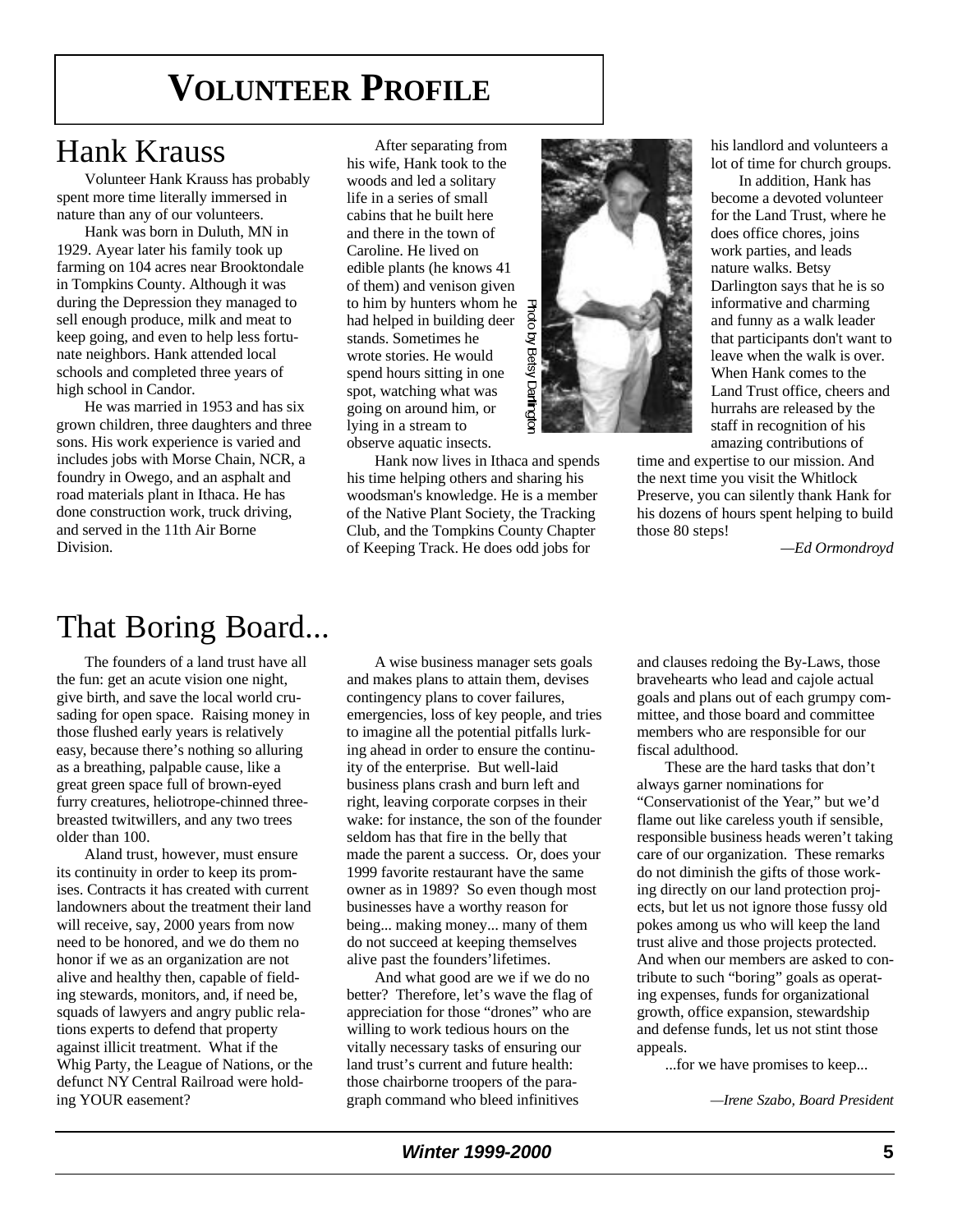# VOLUNTEER PROFILE

## Hank Krauss

Volunteer Hank Krauss has probably spent more time literally immersed in nature than any of our volunteers.

Hank was born in Duluth, MN in 1929. Ayear later his family took up farming on 104 acres near Brooktondale in Tompkins County. Although it was during the Depression they managed to sell enough produce, milk and meat to keep going, and even to help less fortunate neighbors. Hank attended local schools and completed three years of high school in Candor.

He was married in 1953 and has six grown children, three daughters and three sons. His work experience is varied and includes jobs with Morse Chain, NCR, a foundry in Owego, and an asphalt and road materials plant in Ithaca. He has done construction work, truck driving, and served in the 11th Air Borne Division.

After separating from his wife, Hank took to the woods and led a solitary life in a series of small cabins that he built here and there in the town of Caroline. He lived on edible plants (he knows 41 of them) and venison given to him by hunters whom he had helped in building deer stands. Sometimes he wrote stories. He would spend hours sitting in one spot, watching what was going on around him, or lying in a stream to observe aquatic insects.

Photo by Betsy Darlington

Hank now lives in Ithaca and spends his time helping others and sharing his woodsman's knowledge. He is a member of the Native Plant Society, the Tracking Club, and the Tompkins County Chapter of Keeping Track. He does odd jobs for his landlord and volunteers a lot of time for church groups.

In addition, Hank has become a devoted volunteer for the Land Trust, where he does office chores, joins work parties, and leads nature walks. Betsy Darlington says that he is so informative and charming and funny as a walk leader that participants don't want to leave when the walk is over. When Hank comes to the Land Trust office, cheers and hurrahs are released by the staff in recognition of his amazing contributions of time and expertise to our mission. And the next time you visit the Whitlock Preserve, you can silently thank Hank for his dozens of hours spent helping to build those 80 steps!

*—Ed Ormondroyd*

## That Boring Board...

The founders of a land trust have all the fun: get an acute vision one night, give birth, and save the local world crusading for open space. Raising money in those flushed early years is relatively easy, because there's nothing so alluring as a breathing, palpable cause, like a great green space full of brown-eyed furry creatures, heliotrope-chinned three-breasted twitwillers, and any two trees older than 100.

Aland trust, however, must ensure its continuity in order to keep its promises. Contracts it has created with current landowners about the treatment their land will receive, say, 2000 years from now need to be honored, and we do them no honor if we as an organization are not alive and healthy then, capable of fielding stewards, monitors, and, if need be, squads of lawyers and angry public relations experts to defend that property against illicit treatment. What if the Whig Party, the League of Nations, or the defunct NY Central Railroad were holding YOUR easement?

A wise business manager sets goals and makes plans to attain them, devises contingency plans to cover failures, emergencies, loss of key people, and tries to imagine all the potential pitfalls lurking ahead in order to ensure the continuity of the enterprise. But well-laid business plans crash and burn left and right, leaving corporate corpses in their wake: for instance, the son of the founder seldom has that fire in the belly that made the parent a success. Or, does your 1999 favorite restaurant have the same owner as in 1989? So even though most businesses have a worthy reason for being... making money... many of them do not succeed at keeping themselves alive past the founders' lifetimes.

And what good are we if we do no better? Therefore, let's wave the flag of appreciation for those "drones" who are willing to work tedious hours on the vitally necessary tasks of ensuring our land trust's current and future health: those chairborne troopers of the paragraph command who bleed infinitives and clauses redoing the By-Laws, those bravehearts who lead and cajole actual goals and plans out of each grumpy committee, and those board and committee members who are responsible for our fiscal adulthood.

These are the hard tasks that don't always garner nominations for "Conservationist of the Year," but we'd flame out like careless youth if sensible, responsible business heads weren't taking care of our organization. These remarks do not diminish the gifts of those working directly on our land protection projects, but let us not ignore those fussy old pokes among us who will keep the land trust alive and those projects protected. And when our members are asked to contribute to such "boring" goals as operating expenses, funds for organizational growth, office expansion, stewardship and defense funds, let us not stint those appeals.

...for we have promises to keep...

*—Irene Szabo, Board President*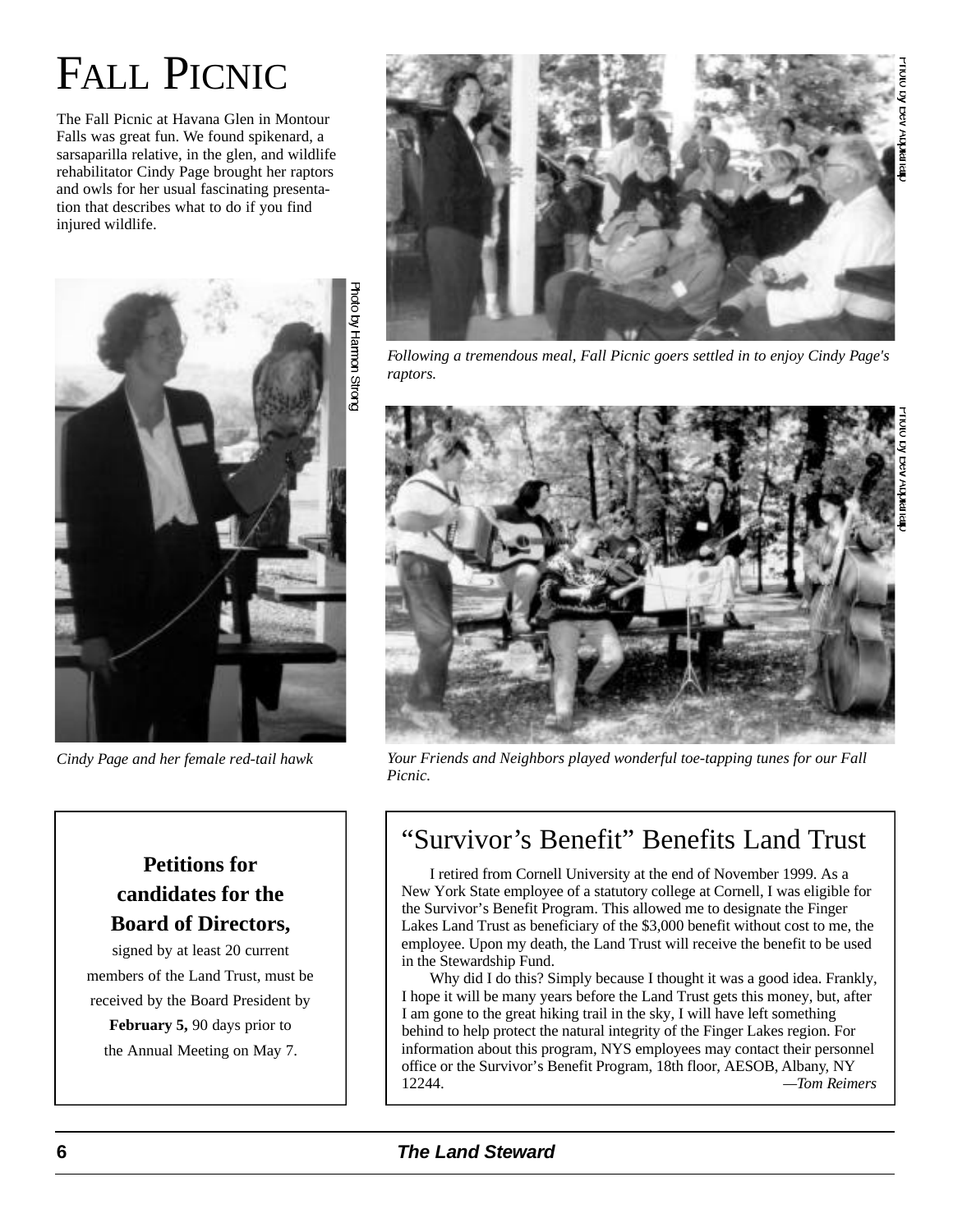# Fall Picnic

The Fall Picnic at Havana Glen in Montour Falls was great fun. We found spikenard, a sarsaparilla relative, in the glen, and wildlife rehabilitator Cindy Page brought her raptors and owls for her usual fascinating presentation that describes what to do if you find injured wildlife.

Photo by Harmon Strong

*Cindy Page and her female red-tail hawk*

Photo by Bev Abbott

*Following a tremendous meal, Fall Picnic goers settled in to enjoy Cindy Page's raptors.*

Photo by Bev Abbott

*Your Friends and Neighbors played wonderful toe-tapping tunes for our Fall Picnic.*

**Petitions for candidates for the Board of Directors,**

signed by at least 20 current members of the Land Trust, must be received by the Board President by **February 5,** 90 days prior to the Annual Meeting on May 7.

## "Survivor's Benefit" Benefits Land Trust

I retired from Cornell University at the end of November 1999. As a New York State employee of a statutory college at Cornell, I was eligible for the Survivor's Benefit Program. This allowed me to designate the Finger Lakes Land Trust as beneficiary of the $3,000 benefit without cost to me, the employee. Upon my death, the Land Trust will receive the benefit to be used in the Stewardship Fund.

Why did I do this? Simply because I thought it was a good idea. Frankly, I hope it will be many years before the Land Trust gets this money, but, after I am gone to the great hiking trail in the sky, I will have left something behind to help protect the natural integrity of the Finger Lakes region. For information about this program, NYS employees may contact their personnel office or the Survivor's Benefit Program, 18th floor, AESOB, Albany, NY 12244.

*—Tom Reimers*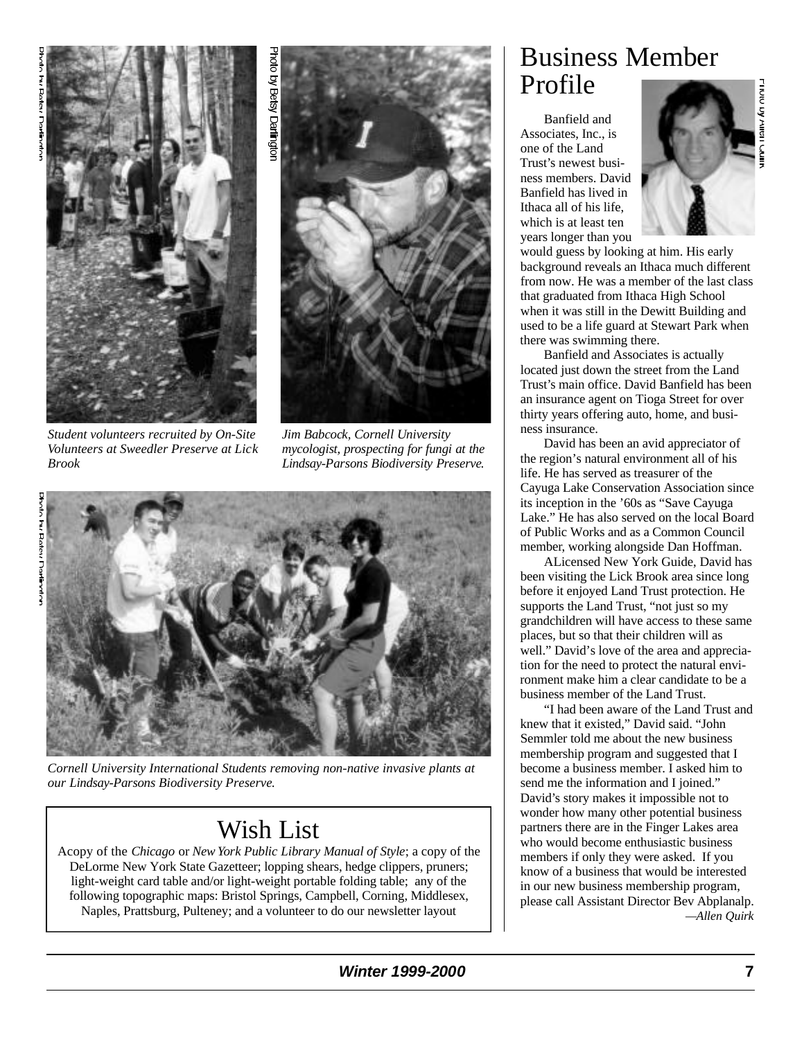Student volunteers recruited by On-Site Volunteers at Sweedler Preserve at Lick Brook

*Photo by Betsy Darlington*

Jim Babcock, Cornell University mycologist, prospecting for fungi at the Lindsay-Parsons Biodiversity Preserve.

*Photo by Betsy Darlington*

Cornell University International Students removing non-native invasive plants at our Lindsay-Parsons Biodiversity Preserve.

*Photo by Betsy Darlington*

# Wish List

Acopy of the *Chicago* or *New York Public Library Manual of Style*; a copy of the DeLorme New York State Gazetteer; lopping shears, hedge clippers, pruners; light-weight card table and/or light-weight portable folding table; any of the following topographic maps: Bristol Springs, Campbell, Corning, Middlesex, Naples, Prattsburg, Pulteney; and a volunteer to do our newsletter layout

# Business Member Profile

*Photo by Allen Quirk*

Banfield and Associates, Inc., is one of the Land Trust's newest business members. David Banfield has lived in Ithaca all of his life, which is at least ten years longer than you would guess by looking at him. His early background reveals an Ithaca much different from now. He was a member of the last class that graduated from Ithaca High School when it was still in the Dewitt Building and used to be a life guard at Stewart Park when there was swimming there.

Banfield and Associates is actually located just down the street from the Land Trust's main office. David Banfield has been an insurance agent on Tioga Street for over thirty years offering auto, home, and business insurance.

David has been an avid appreciator of the region's natural environment all of his life. He has served as treasurer of the Cayuga Lake Conservation Association since its inception in the '60s as "Save Cayuga Lake." He has also served on the local Board of Public Works and as a Common Council member, working alongside Dan Hoffman.

ALicensed New York Guide, David has been visiting the Lick Brook area since long before it enjoyed Land Trust protection. He supports the Land Trust, "not just so my grandchildren will have access to these same places, but so that their children will as well." David's love of the area and appreciation for the need to protect the natural environment make him a clear candidate to be a business member of the Land Trust.

"I had been aware of the Land Trust and knew that it existed," David said. "John Semmler told me about the new business membership program and suggested that I become a business member. I asked him to send me the information and I joined." David's story makes it impossible not to wonder how many other potential business partners there are in the Finger Lakes area who would become enthusiastic business members if only they were asked. If you know of a business that would be interested in our new business membership program, please call Assistant Director Bev Abplanalp.

*—Allen Quirk*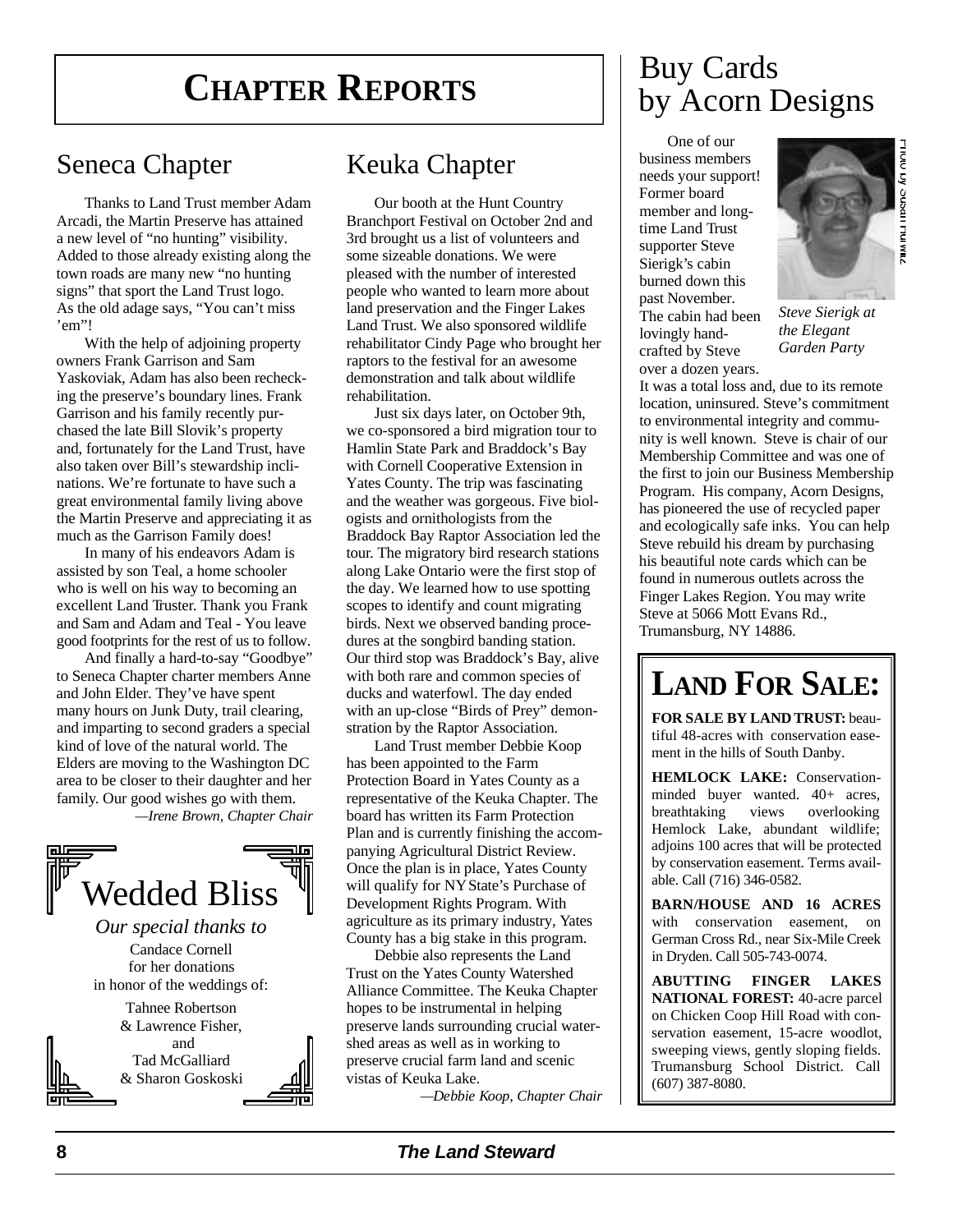# CHAPTER REPORTS

## Seneca Chapter

Thanks to Land Trust member Adam Arcadi, the Martin Preserve has attained a new level of "no hunting" visibility. Added to those already existing along the town roads are many new "no hunting signs" that sport the Land Trust logo. As the old adage says, "You can't miss 'em"!

With the help of adjoining property owners Frank Garrison and Sam Yaskoviak, Adam has also been rechecking the preserve's boundary lines. Frank Garrison and his family recently purchased the late Bill Slovik's property and, fortunately for the Land Trust, have also taken over Bill's stewardship inclinations. We're fortunate to have such a great environmental family living above the Martin Preserve and appreciating it as much as the Garrison Family does!

In many of his endeavors Adam is assisted by son Teal, a home schooler who is well on his way to becoming an excellent Land Truster. Thank you Frank and Sam and Adam and Teal - You leave good footprints for the rest of us to follow.

And finally a hard-to-say "Goodbye" to Seneca Chapter charter members Anne and John Elder. They've have spent many hours on Junk Duty, trail clearing, and imparting to second graders a special kind of love of the natural world. The Elders are moving to the Washington DC area to be closer to their daughter and her family. Our good wishes go with them.

*—Irene Brown, Chapter Chair*

## Wedded Bliss

*Our special thanks to*

Candace Cornell for her donations in honor of the weddings of:

Tahnee Robertson & Lawrence Fisher,
and
Tad McGalliard & Sharon Goskoski

## Keuka Chapter

Our booth at the Hunt Country Branchport Festival on October 2nd and 3rd brought us a list of volunteers and some sizeable donations. We were pleased with the number of interested people who wanted to learn more about land preservation and the Finger Lakes Land Trust. We also sponsored wildlife rehabilitator Cindy Page who brought her raptors to the festival for an awesome demonstration and talk about wildlife rehabilitation.

Just six days later, on October 9th, we co-sponsored a bird migration tour to Hamlin State Park and Braddock's Bay with Cornell Cooperative Extension in Yates County. The trip was fascinating and the weather was gorgeous. Five biologists and ornithologists from the Braddock Bay Raptor Association led the tour. The migratory bird research stations along Lake Ontario were the first stop of the day. We learned how to use spotting scopes to identify and count migrating birds. Next we observed banding procedures at the songbird banding station. Our third stop was Braddock's Bay, alive with both rare and common species of ducks and waterfowl. The day ended with an up-close "Birds of Prey" demonstration by the Raptor Association.

Land Trust member Debbie Koop has been appointed to the Farm Protection Board in Yates County as a representative of the Keuka Chapter. The board has written its Farm Protection Plan and is currently finishing the accompanying Agricultural District Review. Once the plan is in place, Yates County will qualify for NY State's Purchase of Development Rights Program. With agriculture as its primary industry, Yates County has a big stake in this program.

Debbie also represents the Land Trust on the Yates County Watershed Alliance Committee. The Keuka Chapter hopes to be instrumental in helping preserve lands surrounding crucial watershed areas as well as in working to preserve crucial farm land and scenic vistas of Keuka Lake.

*—Debbie Koop, Chapter Chair*

# Buy Cards by Acorn Designs

Photo by Susan Hurwitz

*Steve Sierigk at the Elegant Garden Party*

One of our business members needs your support! Former board member and long-time Land Trust supporter Steve Sierigk's cabin burned down this past November. The cabin had been lovingly hand-crafted by Steve over a dozen years. It was a total loss and, due to its remote location, uninsured. Steve's commitment to environmental integrity and community is well known. Steve is chair of our Membership Committee and was one of the first to join our Business Membership Program. His company, Acorn Designs, has pioneered the use of recycled paper and ecologically safe inks. You can help Steve rebuild his dream by purchasing his beautiful note cards which can be found in numerous outlets across the Finger Lakes Region. You may write Steve at 5066 Mott Evans Rd., Trumansburg, NY 14886.

# LAND FOR SALE:

**FOR SALE BY LAND TRUST:** beautiful 48-acres with conservation easement in the hills of South Danby.

**HEMLOCK LAKE:** Conservation-minded buyer wanted. 40+ acres, breathtaking views overlooking Hemlock Lake, abundant wildlife; adjoins 100 acres that will be protected by conservation easement. Terms available. Call (716) 346-0582.

**BARN/HOUSE AND 16 ACRES** with conservation easement, on German Cross Rd., near Six-Mile Creek in Dryden. Call 505-743-0074.

**ABUTTING FINGER LAKES NATIONAL FOREST:** 40-acre parcel on Chicken Coop Hill Road with conservation easement, 15-acre woodlot, sweeping views, gently sloping fields. Trumansburg School District. Call (607) 387-8080.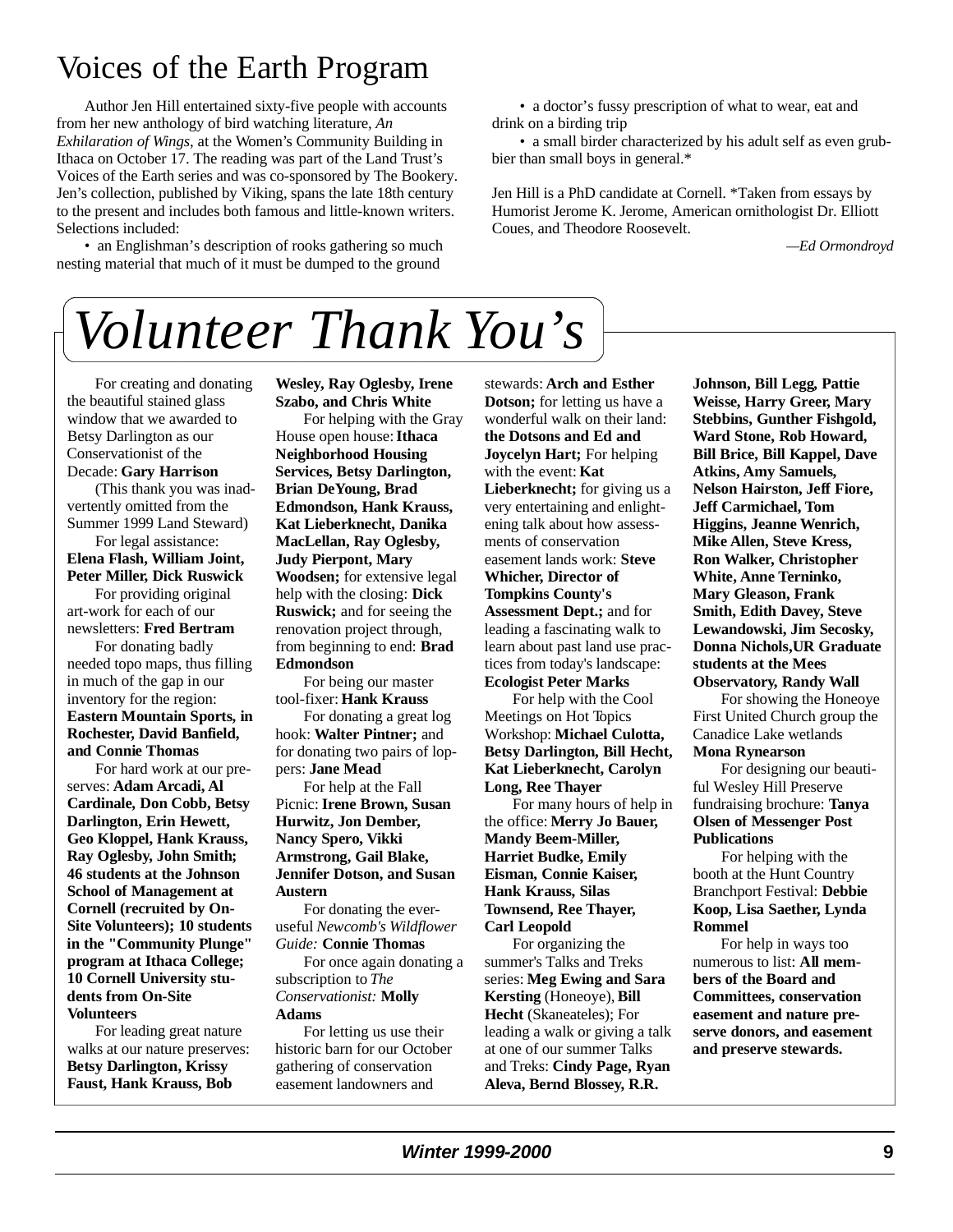# Voices of the Earth Program

Author Jen Hill entertained sixty-five people with accounts from her new anthology of bird watching literature, *An Exhilaration of Wings*, at the Women's Community Building in Ithaca on October 17. The reading was part of the Land Trust's Voices of the Earth series and was co-sponsored by The Bookery. Jen's collection, published by Viking, spans the late 18th century to the present and includes both famous and little-known writers. Selections included:

- an Englishman's description of rooks gathering so much nesting material that much of it must be dumped to the ground
- a doctor's fussy prescription of what to wear, eat and drink on a birding trip
- a small birder characterized by his adult self as even grubbier than small boys in general.*

Jen Hill is a PhD candidate at Cornell. *Taken from essays by Humorist Jerome K. Jerome, American ornithologist Dr. Elliott Coues, and Theodore Roosevelt.

*—Ed Ormondroyd*

# *Volunteer Thank You's*

For creating and donating the beautiful stained glass window that we awarded to Betsy Darlington as our Conservationist of the Decade: **Gary Harrison**

(This thank you was inadvertently omitted from the Summer 1999 Land Steward)

For legal assistance: **Elena Flash, William Joint, Peter Miller, Dick Ruswick**

For providing original art-work for each of our newsletters: **Fred Bertram**

For donating badly needed topo maps, thus filling in much of the gap in our inventory for the region: **Eastern Mountain Sports, in Rochester, David Banfield, and Connie Thomas**

For hard work at our preserves: **Adam Arcadi, Al Cardinale, Don Cobb, Betsy Darlington, Erin Hewett, Geo Kloppel, Hank Krauss, Ray Oglesby, John Smith; 46 students at the Johnson School of Management at Cornell (recruited by On-Site Volunteers); 10 students in the "Community Plunge" program at Ithaca College; 10 Cornell University students from On-Site Volunteers**

For leading great nature walks at our nature preserves: **Betsy Darlington, Krissy Faust, Hank Krauss, Bob Wesley, Ray Oglesby, Irene Szabo, and Chris White**

For helping with the Gray House open house: **Ithaca Neighborhood Housing Services, Betsy Darlington, Brian DeYoung, Brad Edmondson, Hank Krauss, Kat Lieberknecht, Danika MacLellan, Ray Oglesby, Judy Pierpont, Mary Woodsen;** for extensive legal help with the closing: **Dick Ruswick;** and for seeing the renovation project through, from beginning to end: **Brad Edmondson**

For being our master tool-fixer: **Hank Krauss**

For donating a great log hook: **Walter Pintner;** and for donating two pairs of loppers: **Jane Mead**

For help at the Fall Picnic: **Irene Brown, Susan Hurwitz, Jon Dember, Nancy Spero, Vikki Armstrong, Gail Blake, Jennifer Dotson, and Susan Austern**

For donating the ever-useful *Newcomb's Wildflower Guide:* **Connie Thomas**

For once again donating a subscription to *The Conservationist:* **Molly Adams**

For letting us use their historic barn for our October gathering of conservation easement landowners and stewards: **Arch and Esther Dotson;** for letting us have a wonderful walk on their land: **the Dotsons and Ed and Joycelyn Hart;** For helping with the event: **Kat Lieberknecht;** for giving us a very entertaining and enlightening talk about how assessments of conservation easement lands work: **Steve Whicher, Director of Tompkins County's Assessment Dept.;** and for leading a fascinating walk to learn about past land use practices from today's landscape: **Ecologist Peter Marks**

For help with the Cool Meetings on Hot Topics Workshop: **Michael Culotta, Betsy Darlington, Bill Hecht, Kat Lieberknecht, Carolyn Long, Ree Thayer**

For many hours of help in the office: **Merry Jo Bauer, Mandy Beem-Miller, Harriet Budke, Emily Eisman, Connie Kaiser, Hank Krauss, Silas Townsend, Ree Thayer, Carl Leopold**

For organizing the summer's Talks and Treks series: **Meg Ewing and Sara Kersting** (Honeoye), **Bill Hecht** (Skaneateles); For leading a walk or giving a talk at one of our summer Talks and Treks: **Cindy Page, Ryan Aleva, Bernd Blossey, R.R. Johnson, Bill Legg, Pattie Weisse, Harry Greer, Mary Stebbins, Gunther Fishgold, Ward Stone, Rob Howard, Bill Brice, Bill Kappel, Dave Atkins, Amy Samuels, Nelson Hairston, Jeff Fiore, Jeff Carmichael, Tom Higgins, Jeanne Wenrich, Mike Allen, Steve Kress, Ron Walker, Christopher White, Anne Terninko, Mary Gleason, Frank Smith, Edith Davey, Steve Lewandowski, Jim Secosky, Donna Nichols,UR Graduate students at the Mees Observatory, Randy Wall**

For showing the Honeoye First United Church group the Canadice Lake wetlands **Mona Rynearson**

For designing our beautiful Wesley Hill Preserve fundraising brochure: **Tanya Olsen of Messenger Post Publications**

For helping with the booth at the Hunt Country Branchport Festival: **Debbie Koop, Lisa Saether, Lynda Rommel**

For help in ways too numerous to list: **All members of the Board and Committees, conservation easement and nature preserve donors, and easement and preserve stewards.**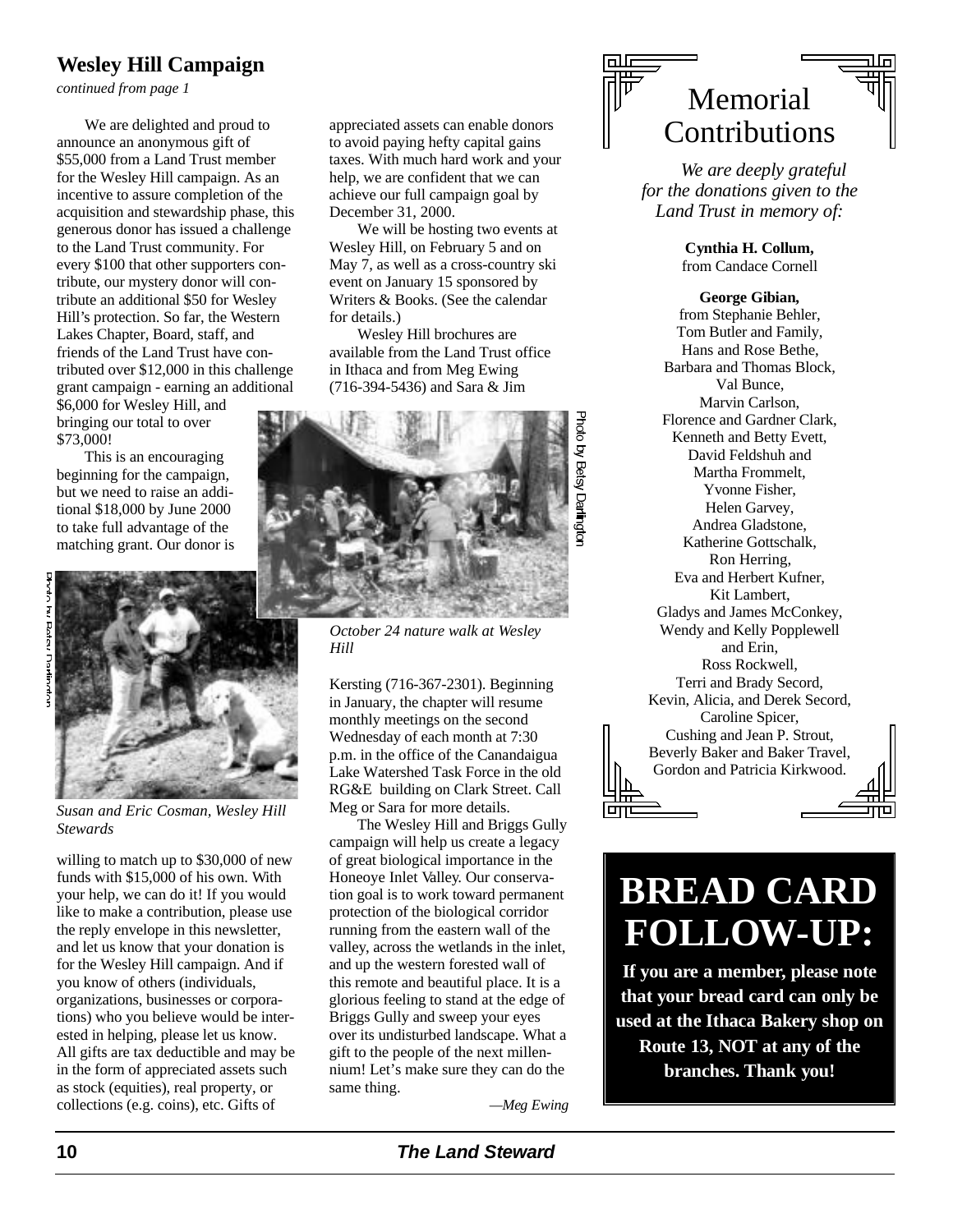## Wesley Hill Campaign

*continued from page 1*

We are delighted and proud to announce an anonymous gift of $55,000 from a Land Trust member for the Wesley Hill campaign. As an incentive to assure completion of the acquisition and stewardship phase, this generous donor has issued a challenge to the Land Trust community. For every $100 that other supporters contribute, our mystery donor will contribute an additional $50 for Wesley Hill's protection. So far, the Western Lakes Chapter, Board, staff, and friends of the Land Trust have contributed over $12,000 in this challenge grant campaign - earning an additional $6,000 for Wesley Hill, and bringing our total to over $73,000!

This is an encouraging beginning for the campaign, but we need to raise an additional $18,000 by June 2000 to take full advantage of the matching grant. Our donor is willing to match up to $30,000 of new funds with $15,000 of his own. With your help, we can do it! If you would like to make a contribution, please use the reply envelope in this newsletter, and let us know that your donation is for the Wesley Hill campaign. And if you know of others (individuals, organizations, businesses or corporations) who you believe would be interested in helping, please let us know. All gifts are tax deductible and may be in the form of appreciated assets such as stock (equities), real property, or collections (e.g. coins), etc. Gifts of appreciated assets can enable donors to avoid paying hefty capital gains taxes. With much hard work and your help, we are confident that we can achieve our full campaign goal by December 31, 2000.

*Susan and Eric Cosman, Wesley Hill Stewards*

Photo by Betsy Darlington

We will be hosting two events at Wesley Hill, on February 5 and on May 7, as well as a cross-country ski event on January 15 sponsored by Writers & Books. (See the calendar for details.)

Wesley Hill brochures are available from the Land Trust office in Ithaca and from Meg Ewing (716-394-5436) and Sara & Jim Kersting (716-367-2301). Beginning in January, the chapter will resume monthly meetings on the second Wednesday of each month at 7:30 p.m. in the office of the Canandaigua Lake Watershed Task Force in the old RG&E building on Clark Street. Call Meg or Sara for more details.

*October 24 nature walk at Wesley Hill*

Photo by Betsy Darlington

The Wesley Hill and Briggs Gully campaign will help us create a legacy of great biological importance in the Honeoye Inlet Valley. Our conservation goal is to work toward permanent protection of the biological corridor running from the eastern wall of the valley, across the wetlands in the inlet, and up the western forested wall of this remote and beautiful place. It is a glorious feeling to stand at the edge of Briggs Gully and sweep your eyes over its undisturbed landscape. What a gift to the people of the next millennium! Let's make sure they can do the same thing.

*—Meg Ewing*

## Memorial Contributions

*We are deeply grateful for the donations given to the Land Trust in memory of:*

**Cynthia H. Collum,**
from Candace Cornell

**George Gibian,**
from Stephanie Behler,
Tom Butler and Family,
Hans and Rose Bethe,
Barbara and Thomas Block,
Val Bunce,
Marvin Carlson,
Florence and Gardner Clark,
Kenneth and Betty Evett,
David Feldshuh and Martha Frommelt,
Yvonne Fisher,
Helen Garvey,
Andrea Gladstone,
Katherine Gottschalk,
Ron Herring,
Eva and Herbert Kufner,
Kit Lambert,
Gladys and James McConkey,
Wendy and Kelly Popplewell and Erin,
Ross Rockwell,
Terri and Brady Secord,
Kevin, Alicia, and Derek Secord,
Caroline Spicer,
Cushing and Jean P. Strout,
Beverly Baker and Baker Travel,
Gordon and Patricia Kirkwood.

## BREAD CARD FOLLOW-UP:

**If you are a member, please note that your bread card can only be used at the Ithaca Bakery shop on Route 13, NOT at any of the branches. Thank you!**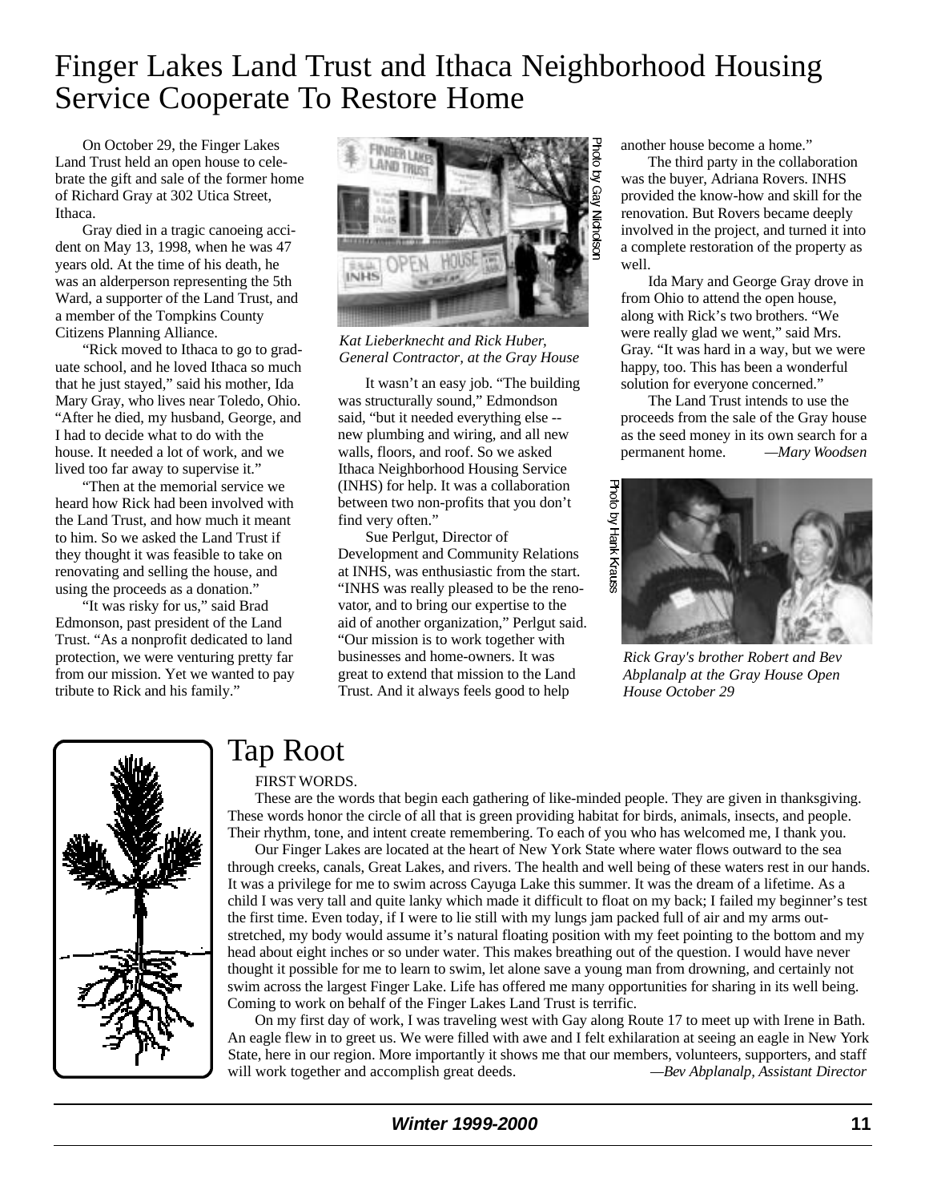# Finger Lakes Land Trust and Ithaca Neighborhood Housing Service Cooperate To Restore Home

On October 29, the Finger Lakes Land Trust held an open house to celebrate the gift and sale of the former home of Richard Gray at 302 Utica Street, Ithaca.

Gray died in a tragic canoeing accident on May 13, 1998, when he was 47 years old. At the time of his death, he was an alderperson representing the 5th Ward, a supporter of the Land Trust, and a member of the Tompkins County Citizens Planning Alliance.

"Rick moved to Ithaca to go to graduate school, and he loved Ithaca so much that he just stayed," said his mother, Ida Mary Gray, who lives near Toledo, Ohio. "After he died, my husband, George, and I had to decide what to do with the house. It needed a lot of work, and we lived too far away to supervise it."

"Then at the memorial service we heard how Rick had been involved with the Land Trust, and how much it meant to him. So we asked the Land Trust if they thought it was feasible to take on renovating and selling the house, and using the proceeds as a donation."

"It was risky for us," said Brad Edmonson, past president of the Land Trust. "As a nonprofit dedicated to land protection, we were venturing pretty far from our mission. Yet we wanted to pay tribute to Rick and his family."

Photo by Gay Nicholson

*Kat Lieberknecht and Rick Huber, General Contractor, at the Gray House*

It wasn't an easy job. "The building was structurally sound," Edmondson said, "but it needed everything else -- new plumbing and wiring, and all new walls, floors, and roof. So we asked Ithaca Neighborhood Housing Service (INHS) for help. It was a collaboration between two non-profits that you don't find very often."

Sue Perlgut, Director of Development and Community Relations at INHS, was enthusiastic from the start. "INHS was really pleased to be the renovator, and to bring our expertise to the aid of another organization," Perlgut said. "Our mission is to work together with businesses and home-owners. It was great to extend that mission to the Land Trust. And it always feels good to help another house become a home."

The third party in the collaboration was the buyer, Adriana Rovers. INHS provided the know-how and skill for the renovation. But Rovers became deeply involved in the project, and turned it into a complete restoration of the property as well.

Ida Mary and George Gray drove in from Ohio to attend the open house, along with Rick's two brothers. "We were really glad we went," said Mrs. Gray. "It was hard in a way, but we were happy, too. This has been a wonderful solution for everyone concerned."

The Land Trust intends to use the proceeds from the sale of the Gray house as the seed money in its own search for a permanent home. —*Mary Woodsen*

Photo by Hank Krauss

*Rick Gray's brother Robert and Bev Abplanalp at the Gray House Open House October 29*

# Tap Root

FIRST WORDS.

These are the words that begin each gathering of like-minded people. They are given in thanksgiving. These words honor the circle of all that is green providing habitat for birds, animals, insects, and people. Their rhythm, tone, and intent create remembering. To each of you who has welcomed me, I thank you.

Our Finger Lakes are located at the heart of New York State where water flows outward to the sea through creeks, canals, Great Lakes, and rivers. The health and well being of these waters rest in our hands. It was a privilege for me to swim across Cayuga Lake this summer. It was the dream of a lifetime. As a child I was very tall and quite lanky which made it difficult to float on my back; I failed my beginner's test the first time. Even today, if I were to lie still with my lungs jam packed full of air and my arms outstretched, my body would assume it's natural floating position with my feet pointing to the bottom and my head about eight inches or so under water. This makes breathing out of the question. I would have never thought it possible for me to learn to swim, let alone save a young man from drowning, and certainly not swim across the largest Finger Lake. Life has offered me many opportunities for sharing in its well being. Coming to work on behalf of the Finger Lakes Land Trust is terrific.

On my first day of work, I was traveling west with Gay along Route 17 to meet up with Irene in Bath. An eagle flew in to greet us. We were filled with awe and I felt exhilaration at seeing an eagle in New York State, here in our region. More importantly it shows me that our members, volunteers, supporters, and staff will work together and accomplish great deeds. —*Bev Abplanalp, Assistant Director*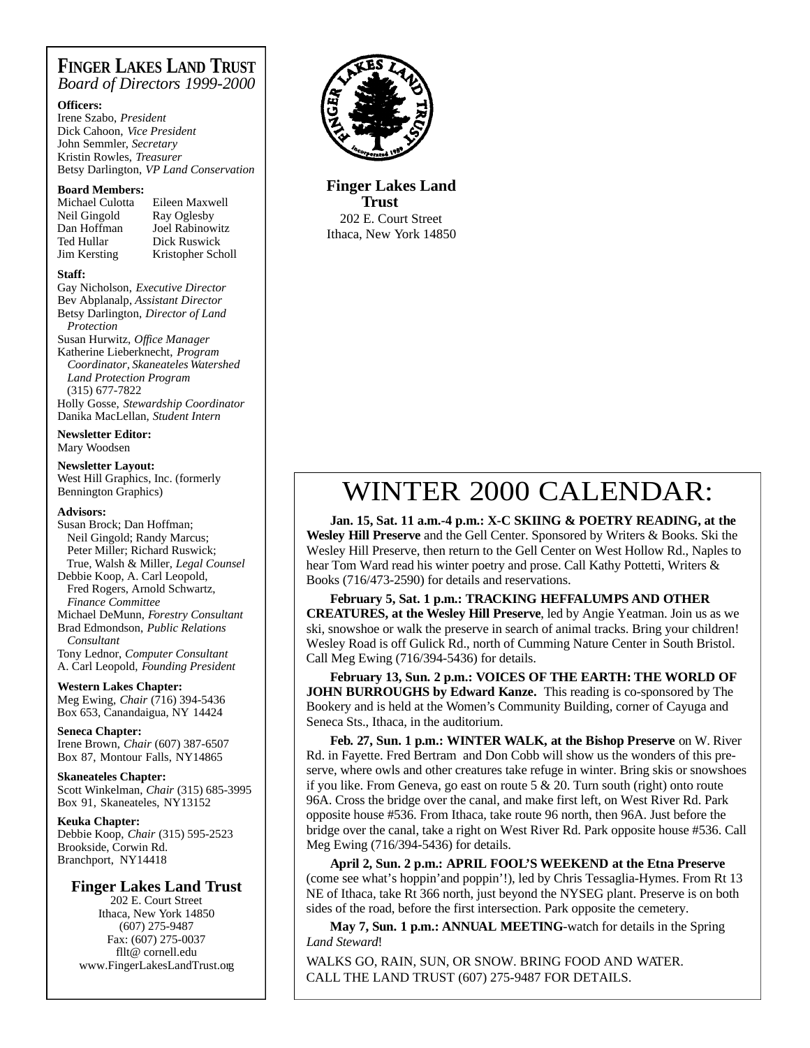## FINGER LAKES LAND TRUST
*Board of Directors 1999-2000*

**Officers:**
Irene Szabo, *President*
Dick Cahoon, *Vice President*
John Semmler, *Secretary*
Kristin Rowles, *Treasurer*
Betsy Darlington, *VP Land Conservation*

**Board Members:**

| | |
|---|---|
| Michael Culotta | Eileen Maxwell |
| Neil Gingold | Ray Oglesby |
| Dan Hoffman | Joel Rabinowitz |
| Ted Hullar | Dick Ruswick |
| Jim Kersting | Kristopher Scholl |

**Staff:**
Gay Nicholson, *Executive Director*
Bev Abplanalp, *Assistant Director*
Betsy Darlington, *Director of Land Protection*
Susan Hurwitz, *Office Manager*
Katherine Lieberknecht, *Program Coordinator, Skaneateles Watershed Land Protection Program* (315) 677-7822
Holly Gosse, *Stewardship Coordinator*
Danika MacLellan, *Student Intern*

**Newsletter Editor:**
Mary Woodsen

**Newsletter Layout:**
West Hill Graphics, Inc. (formerly Bennington Graphics)

**Advisors:**
Susan Brock; Dan Hoffman; Neil Gingold; Randy Marcus; Peter Miller; Richard Ruswick; True, Walsh & Miller, *Legal Counsel*
Debbie Koop, A. Carl Leopold, Fred Rogers, Arnold Schwartz, *Finance Committee*
Michael DeMunn, *Forestry Consultant*
Brad Edmondson, *Public Relations Consultant*
Tony Lednor, *Computer Consultant*
A. Carl Leopold, *Founding President*

**Western Lakes Chapter:**
Meg Ewing, *Chair* (716) 394-5436
Box 653, Canandaigua, NY 14424

**Seneca Chapter:**
Irene Brown, *Chair* (607) 387-6507
Box 87, Montour Falls, NY14865

**Skaneateles Chapter:**
Scott Winkelman, *Chair* (315) 685-3995
Box 91, Skaneateles, NY13152

**Keuka Chapter:**
Debbie Koop, *Chair* (315) 595-2523
Brookside, Corwin Rd.
Branchport, NY14418

**Finger Lakes Land Trust**
202 E. Court Street
Ithaca, New York 14850
(607) 275-9487
Fax: (607) 275-0037
fllt@ cornell.edu
www.FingerLakesLandTrust.org

**Finger Lakes Land Trust**
202 E. Court Street
Ithaca, New York 14850

# WINTER 2000 CALENDAR:

**Jan. 15, Sat. 11 a.m.-4 p.m.: X-C SKIING & POETRY READING, at the Wesley Hill Preserve** and the Gell Center. Sponsored by Writers & Books. Ski the Wesley Hill Preserve, then return to the Gell Center on West Hollow Rd., Naples to hear Tom Ward read his winter poetry and prose. Call Kathy Pottetti, Writers & Books (716/473-2590) for details and reservations.

**February 5, Sat. 1 p.m.: TRACKING HEFFALUMPS AND OTHER CREATURES, at the Wesley Hill Preserve**, led by Angie Yeatman. Join us as we ski, snowshoe or walk the preserve in search of animal tracks. Bring your children! Wesley Road is off Gulick Rd., north of Cumming Nature Center in South Bristol. Call Meg Ewing (716/394-5436) for details.

**February 13, Sun. 2 p.m.: VOICES OF THE EARTH: THE WORLD OF JOHN BURROUGHS by Edward Kanze.** This reading is co-sponsored by The Bookery and is held at the Women's Community Building, corner of Cayuga and Seneca Sts., Ithaca, in the auditorium.

**Feb. 27, Sun. 1 p.m.: WINTER WALK, at the Bishop Preserve** on W. River Rd. in Fayette. Fred Bertram and Don Cobb will show us the wonders of this preserve, where owls and other creatures take refuge in winter. Bring skis or snowshoes if you like. From Geneva, go east on route 5 & 20. Turn south (right) onto route 96A. Cross the bridge over the canal, and make first left, on West River Rd. Park opposite house #536. From Ithaca, take route 96 north, then 96A. Just before the bridge over the canal, take a right on West River Rd. Park opposite house #536. Call Meg Ewing (716/394-5436) for details.

**April 2, Sun. 2 p.m.: APRIL FOOL'S WEEKEND at the Etna Preserve** (come see what's hoppin'and poppin'!), led by Chris Tessaglia-Hymes. From Rt 13 NE of Ithaca, take Rt 366 north, just beyond the NYSEG plant. Preserve is on both sides of the road, before the first intersection. Park opposite the cemetery.

**May 7, Sun. 1 p.m.: ANNUAL MEETING**-watch for details in the Spring *Land Steward*!

WALKS GO, RAIN, SUN, OR SNOW. BRING FOOD AND WATER.
CALL THE LAND TRUST (607) 275-9487 FOR DETAILS.